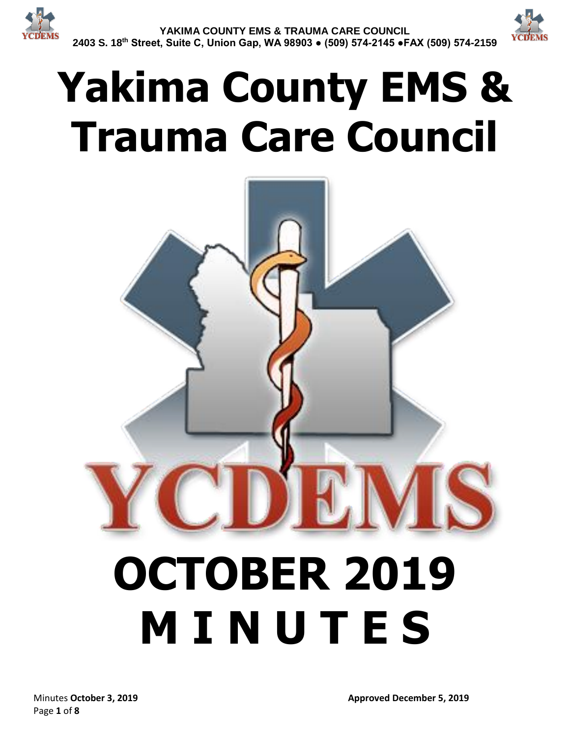YAKIMA COUNTY EMS & TRAUMA CARE COUNCIL

2403 S. 18th Street, Suite C, Union Gap, WA 98903 ● (509) 574-2145 ●FAX (509) 574-2159

# Yakima County EMS & Trauma Care Council

YCDEMS

# OCTOBER 2019 MINUTES

Minutes **October 3, 2019**

**Approved December 5, 2019**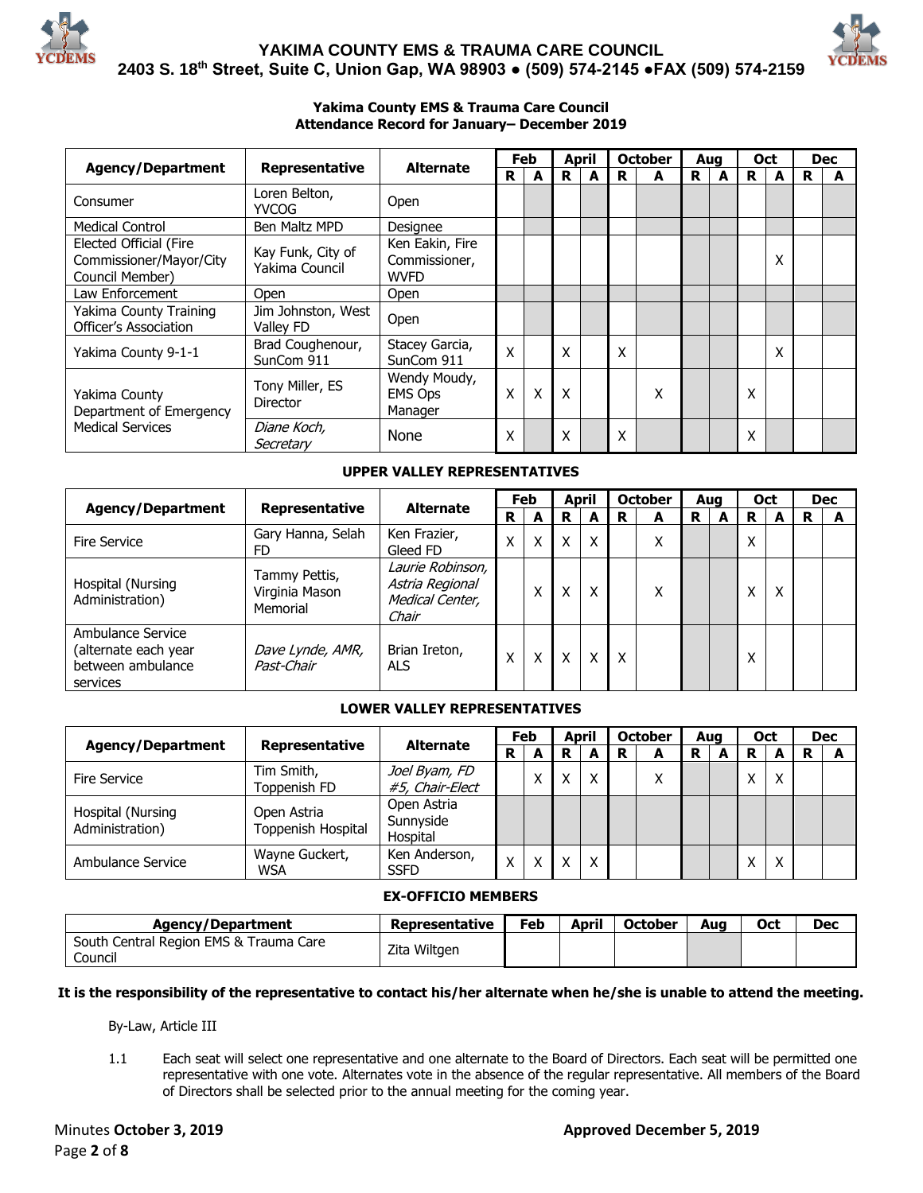# YAKIMA COUNTY EMS & TRAUMA CARE COUNCIL
## 2403 S. 18th Street, Suite C, Union Gap, WA 98903 ● (509) 574-2145 ●FAX (509) 574-2159

**Yakima County EMS & Trauma Care Council**
**Attendance Record for January– December 2019**

| Agency/Department | Representative | Alternate | Feb | | April | | October | | Aug | | Oct | | Dec | |
|---|---|---|---|---|---|---|---|---|---|---|---|---|---|---|
| | | | R | A | R | A | R | A | R | A | R | A | R | A |
| Consumer | Loren Belton, YVCOG | Open | | | | | | | | | | | | |
| Medical Control | Ben Maltz MPD | Designee | | | | | | | | | | | | |
| Elected Official (Fire Commissioner/Mayor/City Council Member) | Kay Funk, City of Yakima Council | Ken Eakin, Fire Commissioner, WVFD | | | | | | | | | | X | | |
| Law Enforcement | Open | Open | | | | | | | | | | | | |
| Yakima County Training Officer's Association | Jim Johnston, West Valley FD | Open | | | | | | | | | | | | |
| Yakima County 9-1-1 | Brad Coughenour, SunCom 911 | Stacey Garcia, SunCom 911 | X | | X | | X | | | | | X | | |
| Yakima County Department of Emergency Medical Services | Tony Miller, ES Director | Wendy Moudy, EMS Ops Manager | X | X | X | | | X | | | X | | | |
| | *Diane Koch, Secretary* | None | X | | X | | X | | | | X | | | |

**UPPER VALLEY REPRESENTATIVES**

| Agency/Department | Representative | Alternate | Feb | | April | | October | | Aug | | Oct | | Dec | |
|---|---|---|---|---|---|---|---|---|---|---|---|---|---|---|
| | | | R | A | R | A | R | A | R | A | R | A | R | A |
| Fire Service | Gary Hanna, Selah FD | Ken Frazier, Gleed FD | X | X | X | X | | X | | | X | | | |
| Hospital (Nursing Administration) | Tammy Pettis, Virginia Mason Memorial | *Laurie Robinson, Astria Regional Medical Center, Chair* | | X | X | X | | X | | | X | X | | |
| Ambulance Service (alternate each year between ambulance services | *Dave Lynde, AMR, Past-Chair* | Brian Ireton, ALS | X | X | X | X | X | | | | X | | | |

**LOWER VALLEY REPRESENTATIVES**

| Agency/Department | Representative | Alternate | Feb | | April | | October | | Aug | | Oct | | Dec | |
|---|---|---|---|---|---|---|---|---|---|---|---|---|---|---|
| | | | R | A | R | A | R | A | R | A | R | A | R | A |
| Fire Service | Tim Smith, Toppenish FD | *Joel Byam, FD #5, Chair-Elect* | | X | X | X | | X | | | X | X | | |
| Hospital (Nursing Administration) | Open Astria Toppenish Hospital | Open Astria Sunnyside Hospital | | | | | | | | | | | | |
| Ambulance Service | Wayne Guckert, WSA | Ken Anderson, SSFD | X | X | X | X | | | | | X | X | | |

**EX-OFFICIO MEMBERS**

| Agency/Department | Representative | Feb | April | October | Aug | Oct | Dec |
|---|---|---|---|---|---|---|---|
| South Central Region EMS & Trauma Care Council | Zita Wiltgen | | | | | | |

**It is the responsibility of the representative to contact his/her alternate when he/she is unable to attend the meeting.**

By-Law, Article III

1.1 Each seat will select one representative and one alternate to the Board of Directors. Each seat will be permitted one representative with one vote. Alternates vote in the absence of the regular representative. All members of the Board of Directors shall be selected prior to the annual meeting for the coming year.

Minutes **October 3, 2019** | **Approved December 5, 2019**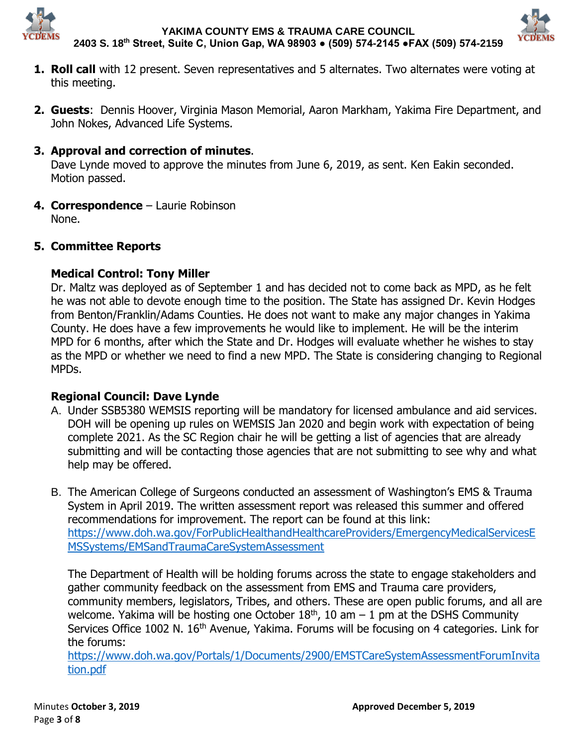1. **Roll call** with 12 present. Seven representatives and 5 alternates. Two alternates were voting at this meeting.

2. **Guests**: Dennis Hoover, Virginia Mason Memorial, Aaron Markham, Yakima Fire Department, and John Nokes, Advanced Life Systems.

3. **Approval and correction of minutes**.
   Dave Lynde moved to approve the minutes from June 6, 2019, as sent. Ken Eakin seconded. Motion passed.

4. **Correspondence** – Laurie Robinson
   None.

5. **Committee Reports**

### Medical Control: Tony Miller

Dr. Maltz was deployed as of September 1 and has decided not to come back as MPD, as he felt he was not able to devote enough time to the position. The State has assigned Dr. Kevin Hodges from Benton/Franklin/Adams Counties. He does not want to make any major changes in Yakima County. He does have a few improvements he would like to implement. He will be the interim MPD for 6 months, after which the State and Dr. Hodges will evaluate whether he wishes to stay as the MPD or whether we need to find a new MPD. The State is considering changing to Regional MPDs.

### Regional Council: Dave Lynde

A. Under SSB5380 WEMSIS reporting will be mandatory for licensed ambulance and aid services. DOH will be opening up rules on WEMSIS Jan 2020 and begin work with expectation of being complete 2021. As the SC Region chair he will be getting a list of agencies that are already submitting and will be contacting those agencies that are not submitting to see why and what help may be offered.

B. The American College of Surgeons conducted an assessment of Washington's EMS & Trauma System in April 2019. The written assessment report was released this summer and offered recommendations for improvement. The report can be found at this link: https://www.doh.wa.gov/ForPublicHealthandHealthcareProviders/EmergencyMedicalServicesEMSSystems/EMSandTraumaCareSystemAssessment

   The Department of Health will be holding forums across the state to engage stakeholders and gather community feedback on the assessment from EMS and Trauma care providers, community members, legislators, Tribes, and others. These are open public forums, and all are welcome. Yakima will be hosting one October 18th, 10 am – 1 pm at the DSHS Community Services Office 1002 N. 16th Avenue, Yakima. Forums will be focusing on 4 categories. Link for the forums:
   https://www.doh.wa.gov/Portals/1/Documents/2900/EMSTCareSystemAssessmentForumInvitation.pdf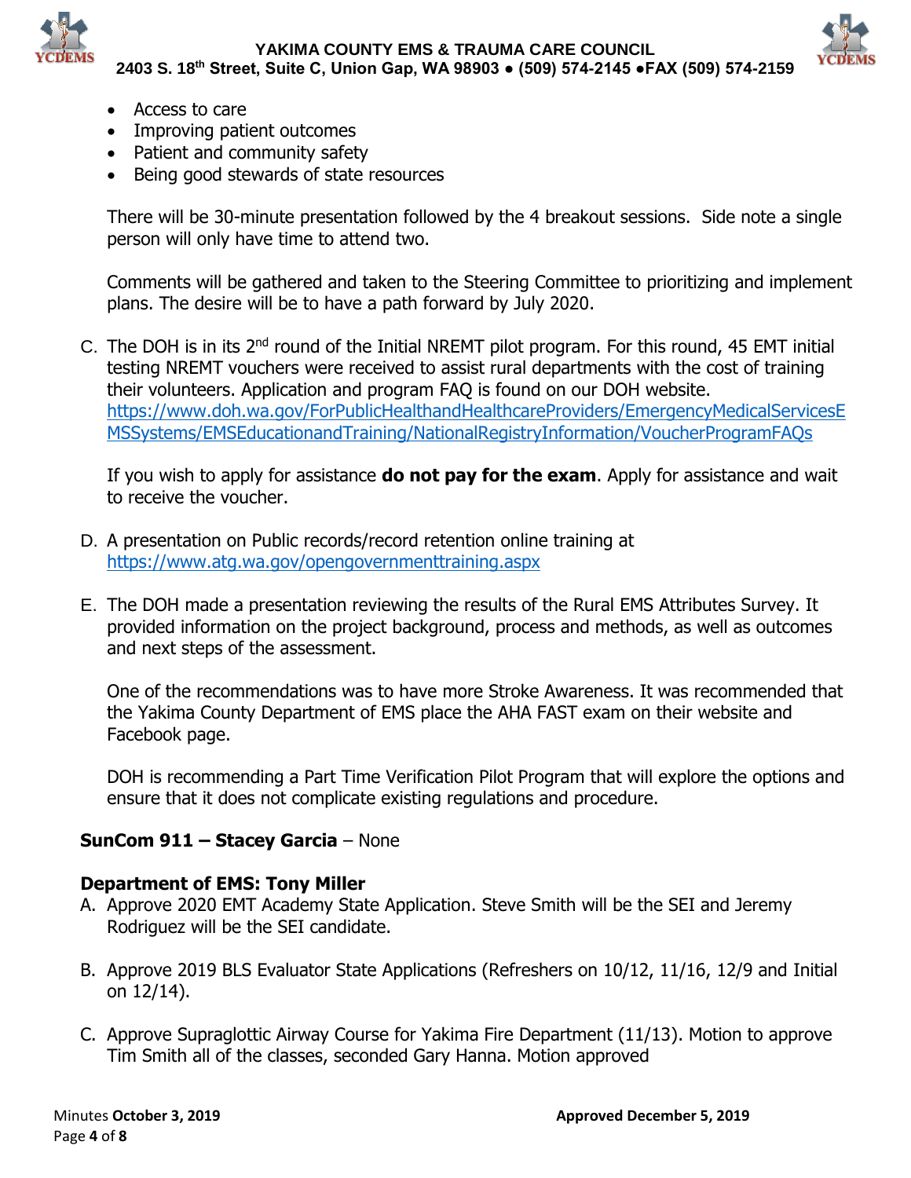- Access to care
- Improving patient outcomes
- Patient and community safety
- Being good stewards of state resources

There will be 30-minute presentation followed by the 4 breakout sessions. Side note a single person will only have time to attend two.

Comments will be gathered and taken to the Steering Committee to prioritizing and implement plans. The desire will be to have a path forward by July 2020.

C. The DOH is in its 2nd round of the Initial NREMT pilot program. For this round, 45 EMT initial testing NREMT vouchers were received to assist rural departments with the cost of training their volunteers. Application and program FAQ is found on our DOH website. https://www.doh.wa.gov/ForPublicHealthandHealthcareProviders/EmergencyMedicalServicesEMSSystems/EMSEducationandTraining/NationalRegistryInformation/VoucherProgramFAQs

If you wish to apply for assistance **do not pay for the exam**. Apply for assistance and wait to receive the voucher.

D. A presentation on Public records/record retention online training at https://www.atg.wa.gov/opengovernmenttraining.aspx

E. The DOH made a presentation reviewing the results of the Rural EMS Attributes Survey. It provided information on the project background, process and methods, as well as outcomes and next steps of the assessment.

One of the recommendations was to have more Stroke Awareness. It was recommended that the Yakima County Department of EMS place the AHA FAST exam on their website and Facebook page.

DOH is recommending a Part Time Verification Pilot Program that will explore the options and ensure that it does not complicate existing regulations and procedure.

**SunCom 911 – Stacey Garcia** – None

**Department of EMS: Tony Miller**

A. Approve 2020 EMT Academy State Application. Steve Smith will be the SEI and Jeremy Rodriguez will be the SEI candidate.

B. Approve 2019 BLS Evaluator State Applications (Refreshers on 10/12, 11/16, 12/9 and Initial on 12/14).

C. Approve Supraglottic Airway Course for Yakima Fire Department (11/13). Motion to approve Tim Smith all of the classes, seconded Gary Hanna. Motion approved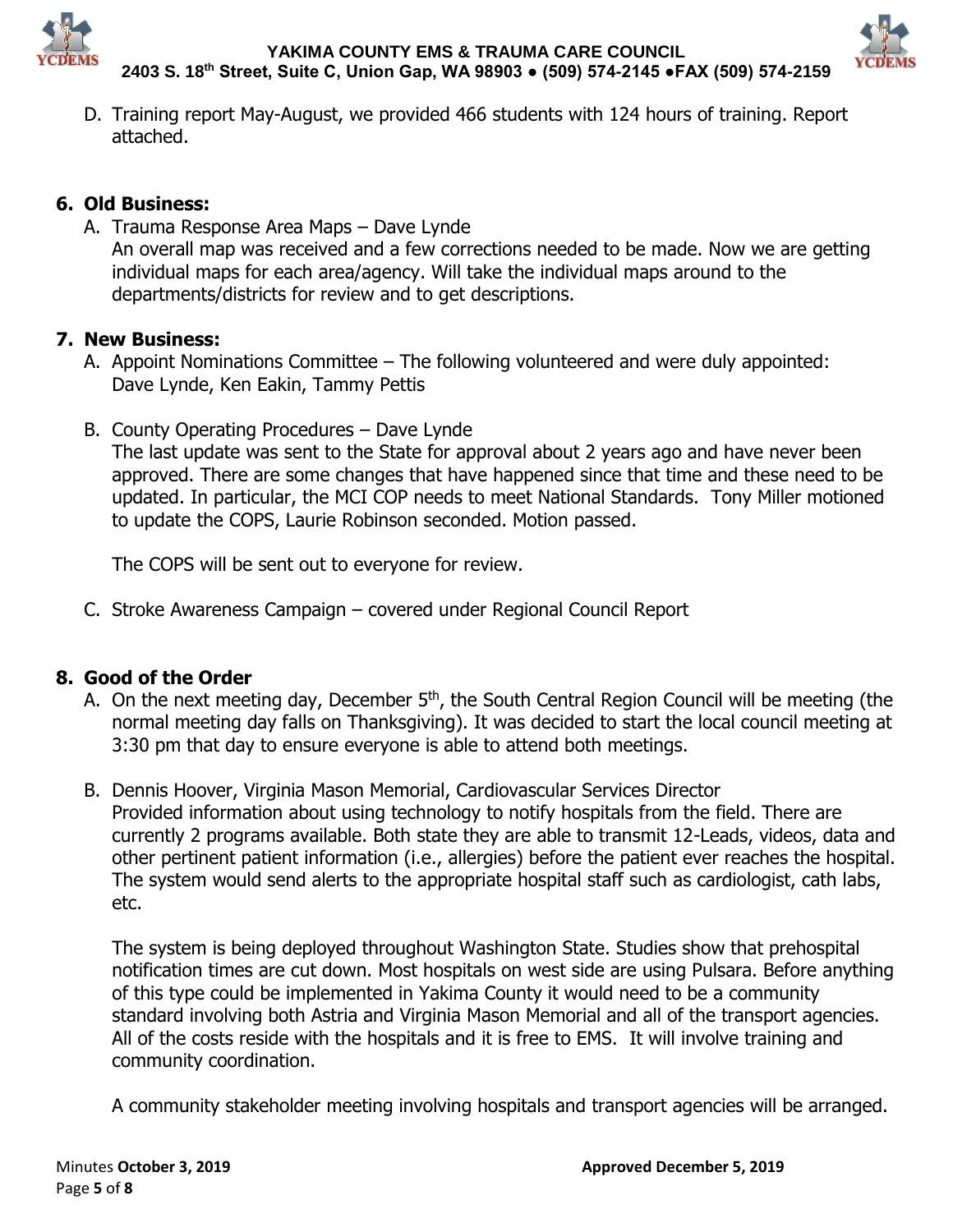D. Training report May-August, we provided 466 students with 124 hours of training. Report attached.

## 6. Old Business:

A. Trauma Response Area Maps – Dave Lynde
An overall map was received and a few corrections needed to be made. Now we are getting individual maps for each area/agency. Will take the individual maps around to the departments/districts for review and to get descriptions.

## 7. New Business:

A. Appoint Nominations Committee – The following volunteered and were duly appointed: Dave Lynde, Ken Eakin, Tammy Pettis

B. County Operating Procedures – Dave Lynde
The last update was sent to the State for approval about 2 years ago and have never been approved. There are some changes that have happened since that time and these need to be updated. In particular, the MCI COP needs to meet National Standards. Tony Miller motioned to update the COPS, Laurie Robinson seconded. Motion passed.

The COPS will be sent out to everyone for review.

C. Stroke Awareness Campaign – covered under Regional Council Report

## 8. Good of the Order

A. On the next meeting day, December 5th, the South Central Region Council will be meeting (the normal meeting day falls on Thanksgiving). It was decided to start the local council meeting at 3:30 pm that day to ensure everyone is able to attend both meetings.

B. Dennis Hoover, Virginia Mason Memorial, Cardiovascular Services Director
Provided information about using technology to notify hospitals from the field. There are currently 2 programs available. Both state they are able to transmit 12-Leads, videos, data and other pertinent patient information (i.e., allergies) before the patient ever reaches the hospital. The system would send alerts to the appropriate hospital staff such as cardiologist, cath labs, etc.

The system is being deployed throughout Washington State. Studies show that prehospital notification times are cut down. Most hospitals on west side are using Pulsara. Before anything of this type could be implemented in Yakima County it would need to be a community standard involving both Astria and Virginia Mason Memorial and all of the transport agencies. All of the costs reside with the hospitals and it is free to EMS. It will involve training and community coordination.

A community stakeholder meeting involving hospitals and transport agencies will be arranged.

Minutes **October 3, 2019** **Approved December 5, 2019**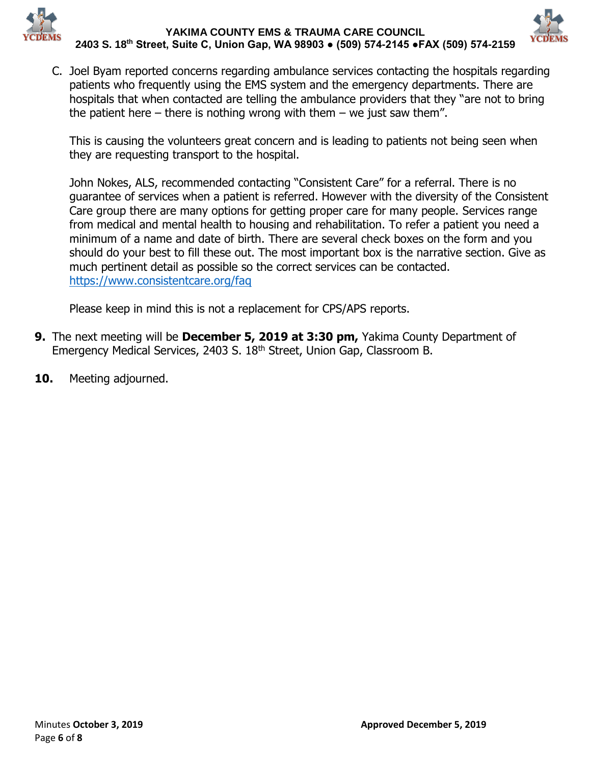C. Joel Byam reported concerns regarding ambulance services contacting the hospitals regarding patients who frequently using the EMS system and the emergency departments. There are hospitals that when contacted are telling the ambulance providers that they "are not to bring the patient here – there is nothing wrong with them – we just saw them".

   This is causing the volunteers great concern and is leading to patients not being seen when they are requesting transport to the hospital.

   John Nokes, ALS, recommended contacting "Consistent Care" for a referral. There is no guarantee of services when a patient is referred. However with the diversity of the Consistent Care group there are many options for getting proper care for many people. Services range from medical and mental health to housing and rehabilitation. To refer a patient you need a minimum of a name and date of birth. There are several check boxes on the form and you should do your best to fill these out. The most important box is the narrative section. Give as much pertinent detail as possible so the correct services can be contacted.
   https://www.consistentcare.org/faq

   Please keep in mind this is not a replacement for CPS/APS reports.

**9.** The next meeting will be **December 5, 2019 at 3:30 pm,** Yakima County Department of Emergency Medical Services, 2403 S. 18th Street, Union Gap, Classroom B.

**10.** Meeting adjourned.

Minutes **October 3, 2019** **Approved December 5, 2019**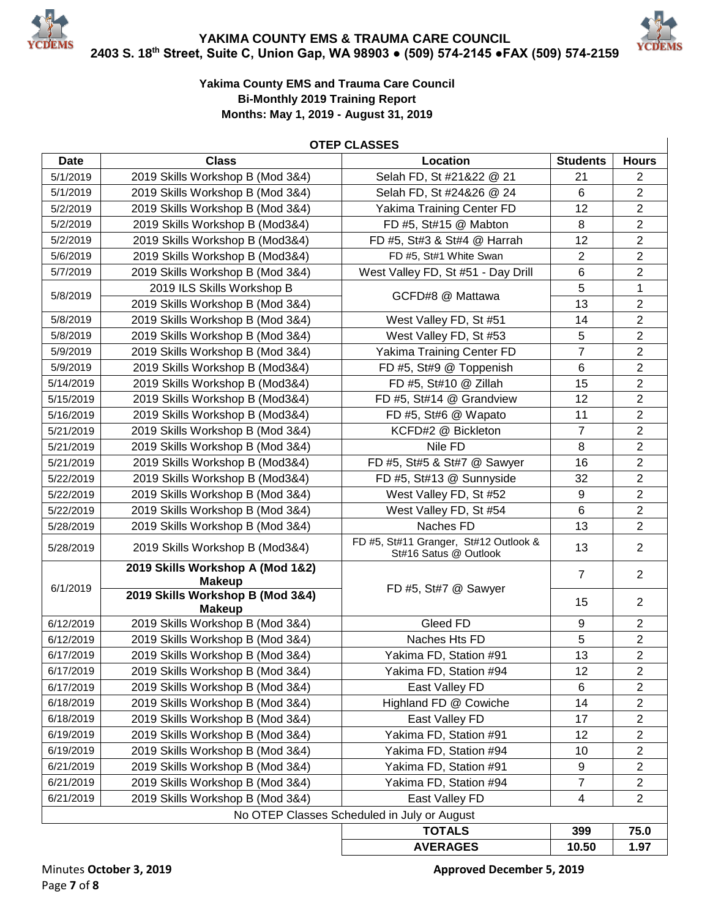# YAKIMA COUNTY EMS & TRAUMA CARE COUNCIL

**2403 S. 18th Street, Suite C, Union Gap, WA 98903 ● (509) 574-2145 ●FAX (509) 574-2159**

**Yakima County EMS and Trauma Care Council**
**Bi-Monthly 2019 Training Report**
**Months: May 1, 2019 - August 31, 2019**

**OTEP CLASSES**

| Date | Class | Location | Students | Hours |
|---|---|---|---|---|
| 5/1/2019 | 2019 Skills Workshop B (Mod 3&4) | Selah FD, St #21&22 @ 21 | 21 | 2 |
| 5/1/2019 | 2019 Skills Workshop B (Mod 3&4) | Selah FD, St #24&26 @ 24 | 6 | 2 |
| 5/2/2019 | 2019 Skills Workshop B (Mod 3&4) | Yakima Training Center FD | 12 | 2 |
| 5/2/2019 | 2019 Skills Workshop B (Mod3&4) | FD #5, St#15 @ Mabton | 8 | 2 |
| 5/2/2019 | 2019 Skills Workshop B (Mod3&4) | FD #5, St#3 & St#4 @ Harrah | 12 | 2 |
| 5/6/2019 | 2019 Skills Workshop B (Mod3&4) | FD #5, St#1 White Swan | 2 | 2 |
| 5/7/2019 | 2019 Skills Workshop B (Mod 3&4) | West Valley FD, St #51 - Day Drill | 6 | 2 |
| 5/8/2019 | 2019 ILS Skills Workshop B | GCFD#8 @ Mattawa | 5 | 1 |
| | 2019 Skills Workshop B (Mod 3&4) | | 13 | 2 |
| 5/8/2019 | 2019 Skills Workshop B (Mod 3&4) | West Valley FD, St #51 | 14 | 2 |
| 5/8/2019 | 2019 Skills Workshop B (Mod 3&4) | West Valley FD, St #53 | 5 | 2 |
| 5/9/2019 | 2019 Skills Workshop B (Mod 3&4) | Yakima Training Center FD | 7 | 2 |
| 5/9/2019 | 2019 Skills Workshop B (Mod3&4) | FD #5, St#9 @ Toppenish | 6 | 2 |
| 5/14/2019 | 2019 Skills Workshop B (Mod3&4) | FD #5, St#10 @ Zillah | 15 | 2 |
| 5/15/2019 | 2019 Skills Workshop B (Mod3&4) | FD #5, St#14 @ Grandview | 12 | 2 |
| 5/16/2019 | 2019 Skills Workshop B (Mod3&4) | FD #5, St#6 @ Wapato | 11 | 2 |
| 5/21/2019 | 2019 Skills Workshop B (Mod 3&4) | KCFD#2 @ Bickleton | 7 | 2 |
| 5/21/2019 | 2019 Skills Workshop B (Mod 3&4) | Nile FD | 8 | 2 |
| 5/21/2019 | 2019 Skills Workshop B (Mod3&4) | FD #5, St#5 & St#7 @ Sawyer | 16 | 2 |
| 5/22/2019 | 2019 Skills Workshop B (Mod3&4) | FD #5, St#13 @ Sunnyside | 32 | 2 |
| 5/22/2019 | 2019 Skills Workshop B (Mod 3&4) | West Valley FD, St #52 | 9 | 2 |
| 5/22/2019 | 2019 Skills Workshop B (Mod 3&4) | West Valley FD, St #54 | 6 | 2 |
| 5/28/2019 | 2019 Skills Workshop B (Mod 3&4) | Naches FD | 13 | 2 |
| 5/28/2019 | 2019 Skills Workshop B (Mod3&4) | FD #5, St#11 Granger, St#12 Outlook & St#16 Satus @ Outlook | 13 | 2 |
| 6/1/2019 | **2019 Skills Workshop A (Mod 1&2) Makeup** | FD #5, St#7 @ Sawyer | 7 | 2 |
| | **2019 Skills Workshop B (Mod 3&4) Makeup** | | 15 | 2 |
| 6/12/2019 | 2019 Skills Workshop B (Mod 3&4) | Gleed FD | 9 | 2 |
| 6/12/2019 | 2019 Skills Workshop B (Mod 3&4) | Naches Hts FD | 5 | 2 |
| 6/17/2019 | 2019 Skills Workshop B (Mod 3&4) | Yakima FD, Station #91 | 13 | 2 |
| 6/17/2019 | 2019 Skills Workshop B (Mod 3&4) | Yakima FD, Station #94 | 12 | 2 |
| 6/17/2019 | 2019 Skills Workshop B (Mod 3&4) | East Valley FD | 6 | 2 |
| 6/18/2019 | 2019 Skills Workshop B (Mod 3&4) | Highland FD @ Cowiche | 14 | 2 |
| 6/18/2019 | 2019 Skills Workshop B (Mod 3&4) | East Valley FD | 17 | 2 |
| 6/19/2019 | 2019 Skills Workshop B (Mod 3&4) | Yakima FD, Station #91 | 12 | 2 |
| 6/19/2019 | 2019 Skills Workshop B (Mod 3&4) | Yakima FD, Station #94 | 10 | 2 |
| 6/21/2019 | 2019 Skills Workshop B (Mod 3&4) | Yakima FD, Station #91 | 9 | 2 |
| 6/21/2019 | 2019 Skills Workshop B (Mod 3&4) | Yakima FD, Station #94 | 7 | 2 |
| 6/21/2019 | 2019 Skills Workshop B (Mod 3&4) | East Valley FD | 4 | 2 |
| No OTEP Classes Scheduled in July or August | | | | |
| | | **TOTALS** | **399** | **75.0** |
| | | **AVERAGES** | **10.50** | **1.97** |

Minutes **October 3, 2019** **Approved December 5, 2019**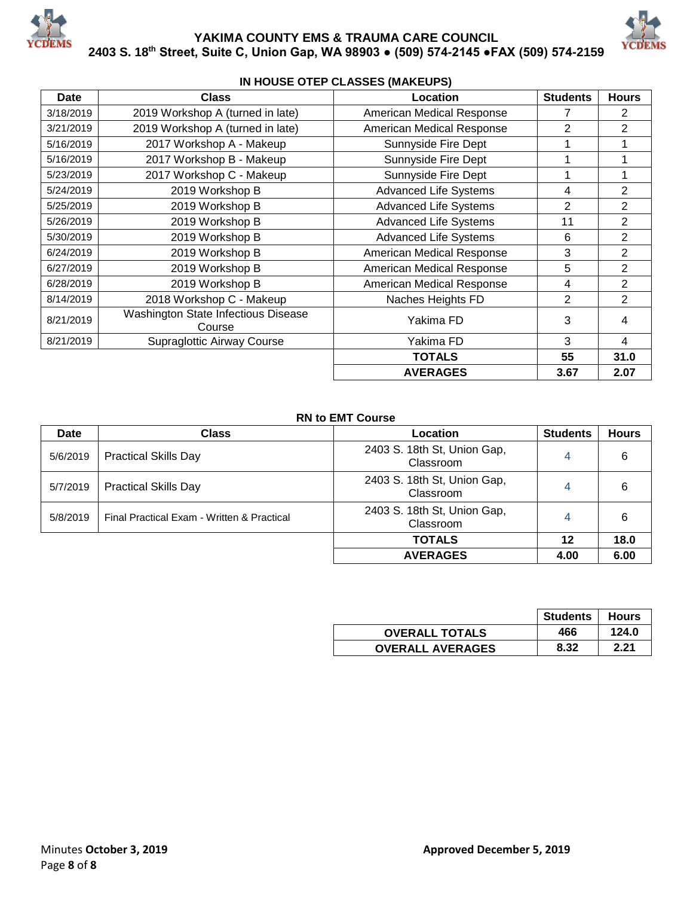**YAKIMA COUNTY EMS & TRAUMA CARE COUNCIL**
**2403 S. 18th Street, Suite C, Union Gap, WA 98903 ● (509) 574-2145 ●FAX (509) 574-2159**

### IN HOUSE OTEP CLASSES (MAKEUPS)

| Date | Class | Location | Students | Hours |
|---|---|---|---|---|
| 3/18/2019 | 2019 Workshop A (turned in late) | American Medical Response | 7 | 2 |
| 3/21/2019 | 2019 Workshop A (turned in late) | American Medical Response | 2 | 2 |
| 5/16/2019 | 2017 Workshop A - Makeup | Sunnyside Fire Dept | 1 | 1 |
| 5/16/2019 | 2017 Workshop B - Makeup | Sunnyside Fire Dept | 1 | 1 |
| 5/23/2019 | 2017 Workshop C - Makeup | Sunnyside Fire Dept | 1 | 1 |
| 5/24/2019 | 2019 Workshop B | Advanced Life Systems | 4 | 2 |
| 5/25/2019 | 2019 Workshop B | Advanced Life Systems | 2 | 2 |
| 5/26/2019 | 2019 Workshop B | Advanced Life Systems | 11 | 2 |
| 5/30/2019 | 2019 Workshop B | Advanced Life Systems | 6 | 2 |
| 6/24/2019 | 2019 Workshop B | American Medical Response | 3 | 2 |
| 6/27/2019 | 2019 Workshop B | American Medical Response | 5 | 2 |
| 6/28/2019 | 2019 Workshop B | American Medical Response | 4 | 2 |
| 8/14/2019 | 2018 Workshop C - Makeup | Naches Heights FD | 2 | 2 |
| 8/21/2019 | Washington State Infectious Disease Course | Yakima FD | 3 | 4 |
| 8/21/2019 | Supraglottic Airway Course | Yakima FD | 3 | 4 |
| | | **TOTALS** | **55** | **31.0** |
| | | **AVERAGES** | **3.67** | **2.07** |

### RN to EMT Course

| Date | Class | Location | Students | Hours |
|---|---|---|---|---|
| 5/6/2019 | Practical Skills Day | 2403 S. 18th St, Union Gap, Classroom | 4 | 6 |
| 5/7/2019 | Practical Skills Day | 2403 S. 18th St, Union Gap, Classroom | 4 | 6 |
| 5/8/2019 | Final Practical Exam - Written & Practical | 2403 S. 18th St, Union Gap, Classroom | 4 | 6 |
| | | **TOTALS** | **12** | **18.0** |
| | | **AVERAGES** | **4.00** | **6.00** |

| | Students | Hours |
|---|---|---|
| **OVERALL TOTALS** | **466** | **124.0** |
| **OVERALL AVERAGES** | **8.32** | **2.21** |

Minutes **October 3, 2019** **Approved December 5, 2019**